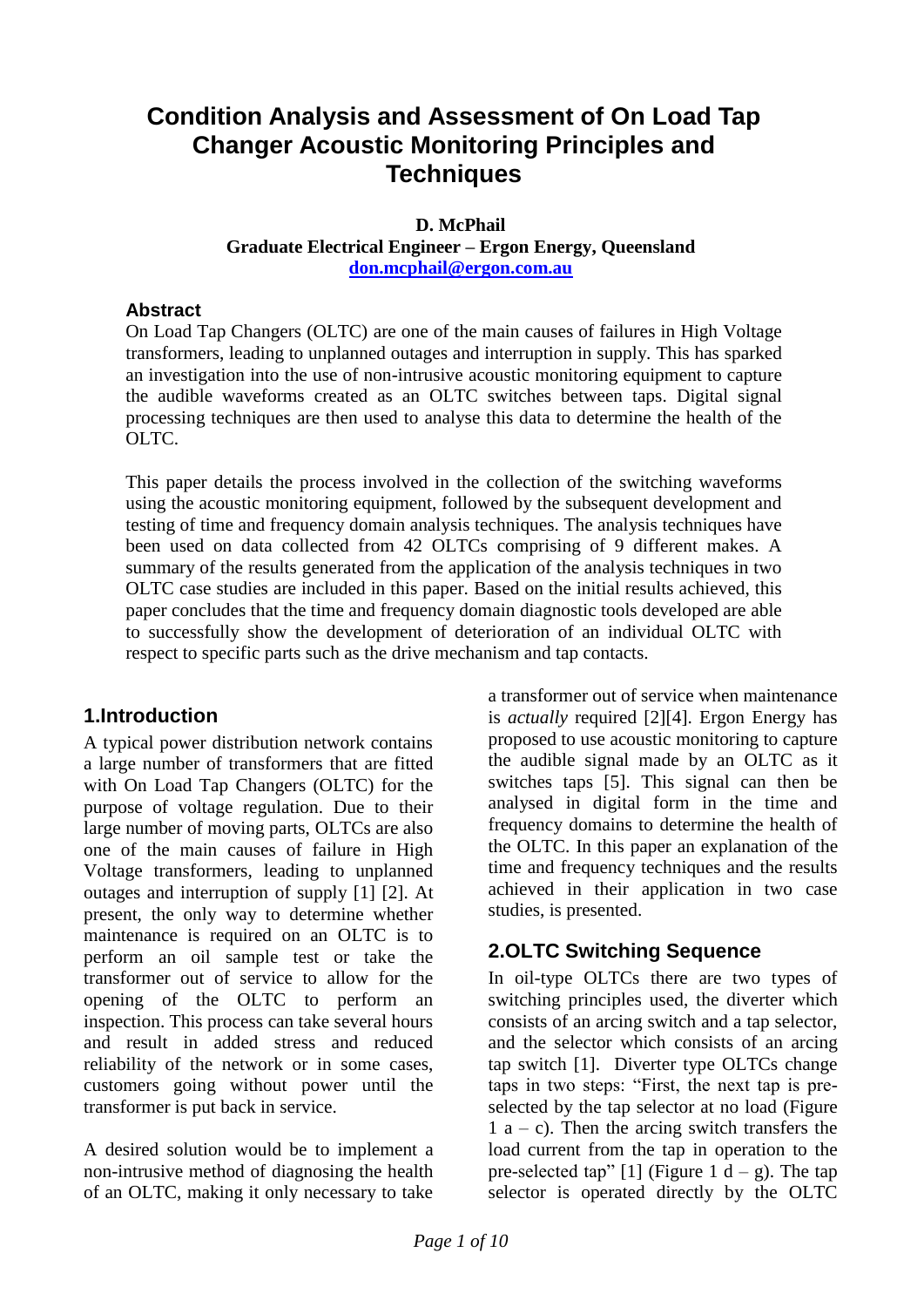# Condition Analysis and Assessment of On Load Tap Changer Acoustic Monitoring Principles and Techniques

**D. McPhail**
**Graduate Electrical Engineer – Ergon Energy, Queensland**
**don.mcphail@ergon.com.au**

### Abstract

On Load Tap Changers (OLTC) are one of the main causes of failures in High Voltage transformers, leading to unplanned outages and interruption in supply. This has sparked an investigation into the use of non-intrusive acoustic monitoring equipment to capture the audible waveforms created as an OLTC switches between taps. Digital signal processing techniques are then used to analyse this data to determine the health of the OLTC.

This paper details the process involved in the collection of the switching waveforms using the acoustic monitoring equipment, followed by the subsequent development and testing of time and frequency domain analysis techniques. The analysis techniques have been used on data collected from 42 OLTCs comprising of 9 different makes. A summary of the results generated from the application of the analysis techniques in two OLTC case studies are included in this paper. Based on the initial results achieved, this paper concludes that the time and frequency domain diagnostic tools developed are able to successfully show the development of deterioration of an individual OLTC with respect to specific parts such as the drive mechanism and tap contacts.

## 1.Introduction

A typical power distribution network contains a large number of transformers that are fitted with On Load Tap Changers (OLTC) for the purpose of voltage regulation. Due to their large number of moving parts, OLTCs are also one of the main causes of failure in High Voltage transformers, leading to unplanned outages and interruption of supply [1] [2]. At present, the only way to determine whether maintenance is required on an OLTC is to perform an oil sample test or take the transformer out of service to allow for the opening of the OLTC to perform an inspection. This process can take several hours and result in added stress and reduced reliability of the network or in some cases, customers going without power until the transformer is put back in service.

A desired solution would be to implement a non-intrusive method of diagnosing the health of an OLTC, making it only necessary to take a transformer out of service when maintenance is *actually* required [2][4]. Ergon Energy has proposed to use acoustic monitoring to capture the audible signal made by an OLTC as it switches taps [5]. This signal can then be analysed in digital form in the time and frequency domains to determine the health of the OLTC. In this paper an explanation of the time and frequency techniques and the results achieved in their application in two case studies, is presented.

## 2.OLTC Switching Sequence

In oil-type OLTCs there are two types of switching principles used, the diverter which consists of an arcing switch and a tap selector, and the selector which consists of an arcing tap switch [1]. Diverter type OLTCs change taps in two steps: "First, the next tap is pre-selected by the tap selector at no load (Figure 1 a – c). Then the arcing switch transfers the load current from the tap in operation to the pre-selected tap" [1] (Figure 1 d – g). The tap selector is operated directly by the OLTC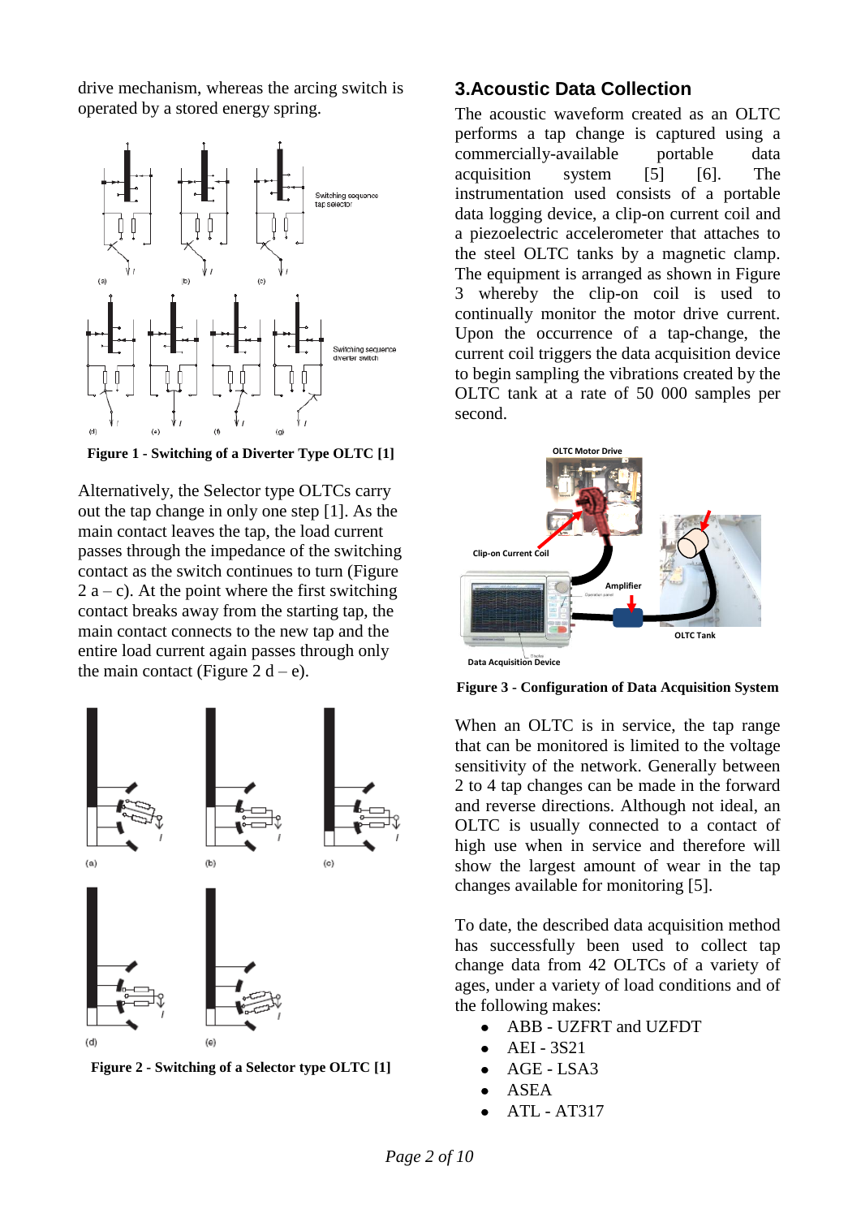drive mechanism, whereas the arcing switch is operated by a stored energy spring.

Figure 1 - Switching of a Diverter Type OLTC [1]

Alternatively, the Selector type OLTCs carry out the tap change in only one step [1]. As the main contact leaves the tap, the load current passes through the impedance of the switching contact as the switch continues to turn (Figure 2 a – c). At the point where the first switching contact breaks away from the starting tap, the main contact connects to the new tap and the entire load current again passes through only the main contact (Figure 2 d – e).

Figure 2 - Switching of a Selector type OLTC [1]

## 3.Acoustic Data Collection

The acoustic waveform created as an OLTC performs a tap change is captured using a commercially-available portable data acquisition system [5] [6]. The instrumentation used consists of a portable data logging device, a clip-on current coil and a piezoelectric accelerometer that attaches to the steel OLTC tanks by a magnetic clamp. The equipment is arranged as shown in Figure 3 whereby the clip-on coil is used to continually monitor the motor drive current. Upon the occurrence of a tap-change, the current coil triggers the data acquisition device to begin sampling the vibrations created by the OLTC tank at a rate of 50 000 samples per second.

Figure 3 - Configuration of Data Acquisition System

When an OLTC is in service, the tap range that can be monitored is limited to the voltage sensitivity of the network. Generally between 2 to 4 tap changes can be made in the forward and reverse directions. Although not ideal, an OLTC is usually connected to a contact of high use when in service and therefore will show the largest amount of wear in the tap changes available for monitoring [5].

To date, the described data acquisition method has successfully been used to collect tap change data from 42 OLTCs of a variety of ages, under a variety of load conditions and of the following makes:

- ABB - UZFRT and UZFDT
- AEI - 3S21
- AGE - LSA3
- ASEA
- ATL - AT317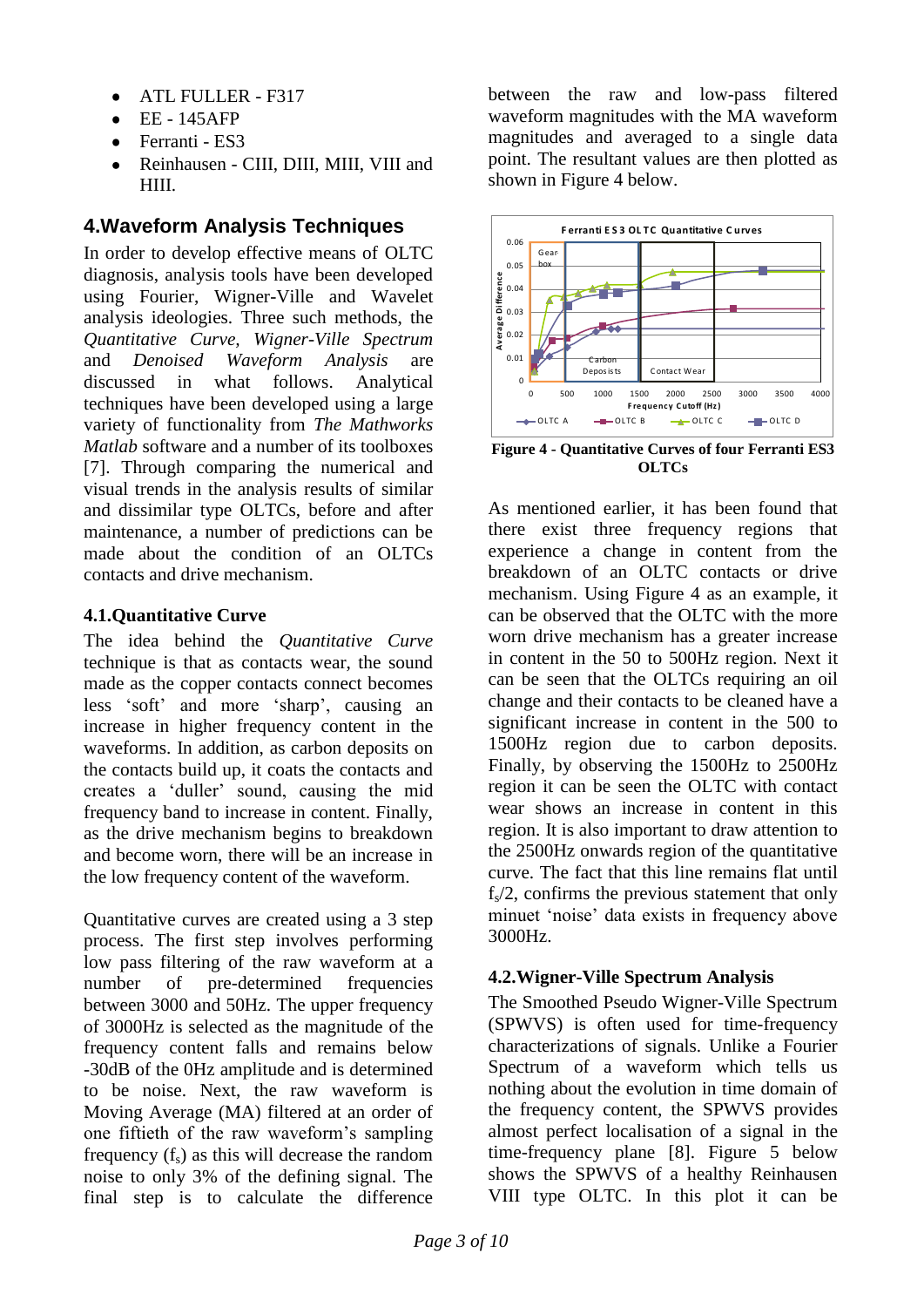- ATL FULLER - F317
- EE - 145AFP
- Ferranti - ES3
- Reinhausen - CIII, DIII, MIII, VIII and HIII.

## 4. Waveform Analysis Techniques

In order to develop effective means of OLTC diagnosis, analysis tools have been developed using Fourier, Wigner-Ville and Wavelet analysis ideologies. Three such methods, the *Quantitative Curve*, *Wigner-Ville Spectrum* and *Denoised Waveform Analysis* are discussed in what follows. Analytical techniques have been developed using a large variety of functionality from *The Mathworks Matlab* software and a number of its toolboxes [7]. Through comparing the numerical and visual trends in the analysis results of similar and dissimilar type OLTCs, before and after maintenance, a number of predictions can be made about the condition of an OLTCs contacts and drive mechanism.

### 4.1. Quantitative Curve

The idea behind the *Quantitative Curve* technique is that as contacts wear, the sound made as the copper contacts connect becomes less 'soft' and more 'sharp', causing an increase in higher frequency content in the waveforms. In addition, as carbon deposits on the contacts build up, it coats the contacts and creates a 'duller' sound, causing the mid frequency band to increase in content. Finally, as the drive mechanism begins to breakdown and become worn, there will be an increase in the low frequency content of the waveform.

Quantitative curves are created using a 3 step process. The first step involves performing low pass filtering of the raw waveform at a number of pre-determined frequencies between 3000 and 50Hz. The upper frequency of 3000Hz is selected as the magnitude of the frequency content falls and remains below -30dB of the 0Hz amplitude and is determined to be noise. Next, the raw waveform is Moving Average (MA) filtered at an order of one fiftieth of the raw waveform's sampling frequency ($f_s$) as this will decrease the random noise to only 3% of the defining signal. The final step is to calculate the difference between the raw and low-pass filtered waveform magnitudes with the MA waveform magnitudes and averaged to a single data point. The resultant values are then plotted as shown in Figure 4 below.

**Figure 4 - Quantitative Curves of four Ferranti ES3 OLTCs**

As mentioned earlier, it has been found that there exist three frequency regions that experience a change in content from the breakdown of an OLTC contacts or drive mechanism. Using Figure 4 as an example, it can be observed that the OLTC with the more worn drive mechanism has a greater increase in content in the 50 to 500Hz region. Next it can be seen that the OLTCs requiring an oil change and their contacts to be cleaned have a significant increase in content in the 500 to 1500Hz region due to carbon deposits. Finally, by observing the 1500Hz to 2500Hz region it can be seen the OLTC with contact wear shows an increase in content in this region. It is also important to draw attention to the 2500Hz onwards region of the quantitative curve. The fact that this line remains flat until $f_s/2$, confirms the previous statement that only minuet 'noise' data exists in frequency above 3000Hz.

### 4.2. Wigner-Ville Spectrum Analysis

The Smoothed Pseudo Wigner-Ville Spectrum (SPWVS) is often used for time-frequency characterizations of signals. Unlike a Fourier Spectrum of a waveform which tells us nothing about the evolution in time domain of the frequency content, the SPWVS provides almost perfect localisation of a signal in the time-frequency plane [8]. Figure 5 below shows the SPWVS of a healthy Reinhausen VIII type OLTC. In this plot it can be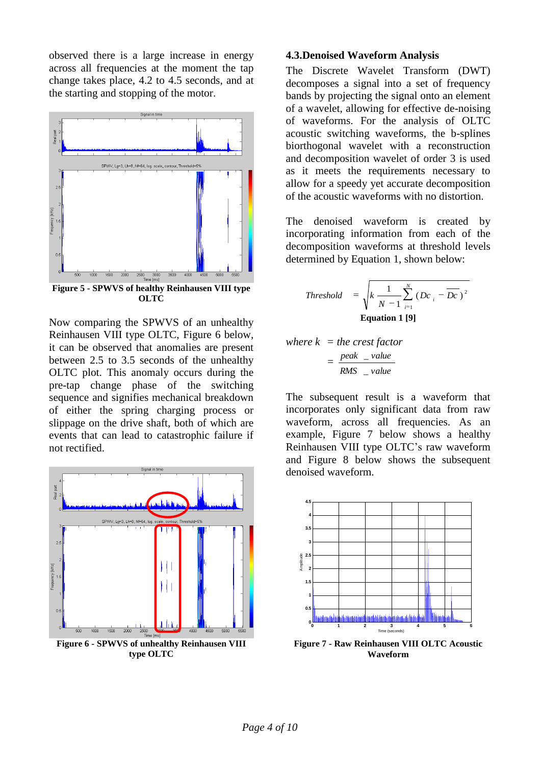observed there is a large increase in energy across all frequencies at the moment the tap change takes place, 4.2 to 4.5 seconds, and at the starting and stopping of the motor.

**Figure 5 - SPWVS of healthy Reinhausen VIII type OLTC**

Now comparing the SPWVS of an unhealthy Reinhausen VIII type OLTC, Figure 6 below, it can be observed that anomalies are present between 2.5 to 3.5 seconds of the unhealthy OLTC plot. This anomaly occurs during the pre-tap change phase of the switching sequence and signifies mechanical breakdown of either the spring charging process or slippage on the drive shaft, both of which are events that can lead to catastrophic failure if not rectified.

**Figure 6 - SPWVS of unhealthy Reinhausen VIII type OLTC**

### 4.3.Denoised Waveform Analysis

The Discrete Wavelet Transform (DWT) decomposes a signal into a set of frequency bands by projecting the signal onto an element of a wavelet, allowing for effective de-noising of waveforms. For the analysis of OLTC acoustic switching waveforms, the b-splines biorthogonal wavelet with a reconstruction and decomposition wavelet of order 3 is used as it meets the requirements necessary to allow for a speedy yet accurate decomposition of the acoustic waveforms with no distortion.

The denoised waveform is created by incorporating information from each of the decomposition waveforms at threshold levels determined by Equation 1, shown below:

$$Threshold = \sqrt{k \frac{1}{N-1} \sum_{i=1}^{N} (Dc_i - \overline{Dc})^2}$$

**Equation 1 [9]**

$$\text{where } k = \text{the crest factor} = \frac{peak\_value}{RMS\_value}$$

The subsequent result is a waveform that incorporates only significant data from raw waveform, across all frequencies. As an example, Figure 7 below shows a healthy Reinhausen VIII type OLTC's raw waveform and Figure 8 below shows the subsequent denoised waveform.

**Figure 7 - Raw Reinhausen VIII OLTC Acoustic Waveform**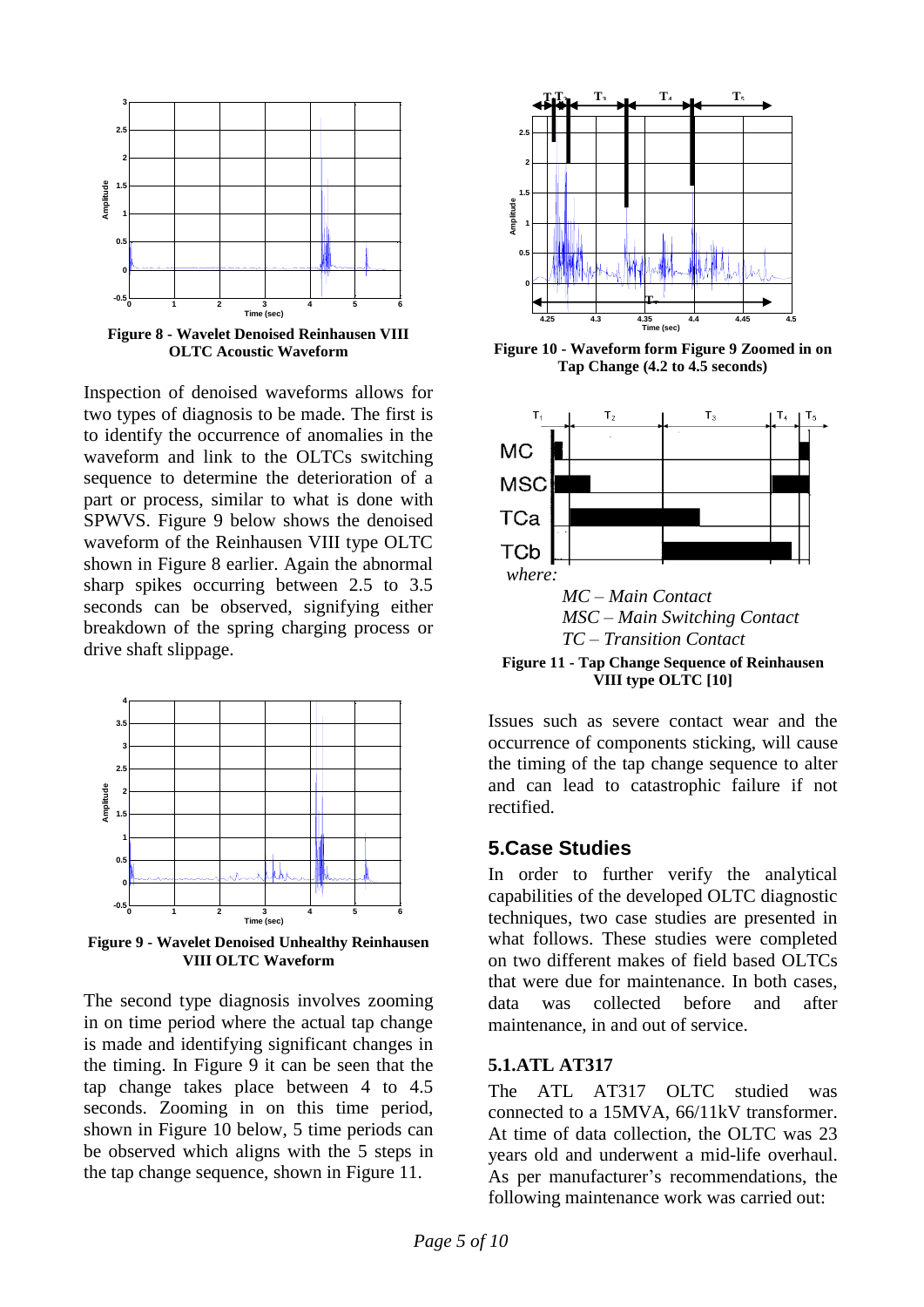**Figure 8 - Wavelet Denoised Reinhausen VIII OLTC Acoustic Waveform**

Inspection of denoised waveforms allows for two types of diagnosis to be made. The first is to identify the occurrence of anomalies in the waveform and link to the OLTCs switching sequence to determine the deterioration of a part or process, similar to what is done with SPWVS. Figure 9 below shows the denoised waveform of the Reinhausen VIII type OLTC shown in Figure 8 earlier. Again the abnormal sharp spikes occurring between 2.5 to 3.5 seconds can be observed, signifying either breakdown of the spring charging process or drive shaft slippage.

**Figure 9 - Wavelet Denoised Unhealthy Reinhausen VIII OLTC Waveform**

The second type diagnosis involves zooming in on time period where the actual tap change is made and identifying significant changes in the timing. In Figure 9 it can be seen that the tap change takes place between 4 to 4.5 seconds. Zooming in on this time period, shown in Figure 10 below, 5 time periods can be observed which aligns with the 5 steps in the tap change sequence, shown in Figure 11.

**Figure 10 - Waveform form Figure 9 Zoomed in on Tap Change (4.2 to 4.5 seconds)**

*where:*

*MC – Main Contact*
*MSC – Main Switching Contact*
*TC – Transition Contact*

**Figure 11 - Tap Change Sequence of Reinhausen VIII type OLTC [10]**

Issues such as severe contact wear and the occurrence of components sticking, will cause the timing of the tap change sequence to alter and can lead to catastrophic failure if not rectified.

## 5.Case Studies

In order to further verify the analytical capabilities of the developed OLTC diagnostic techniques, two case studies are presented in what follows. These studies were completed on two different makes of field based OLTCs that were due for maintenance. In both cases, data was collected before and after maintenance, in and out of service.

### 5.1.ATL AT317

The ATL AT317 OLTC studied was connected to a 15MVA, 66/11kV transformer. At time of data collection, the OLTC was 23 years old and underwent a mid-life overhaul. As per manufacturer's recommendations, the following maintenance work was carried out: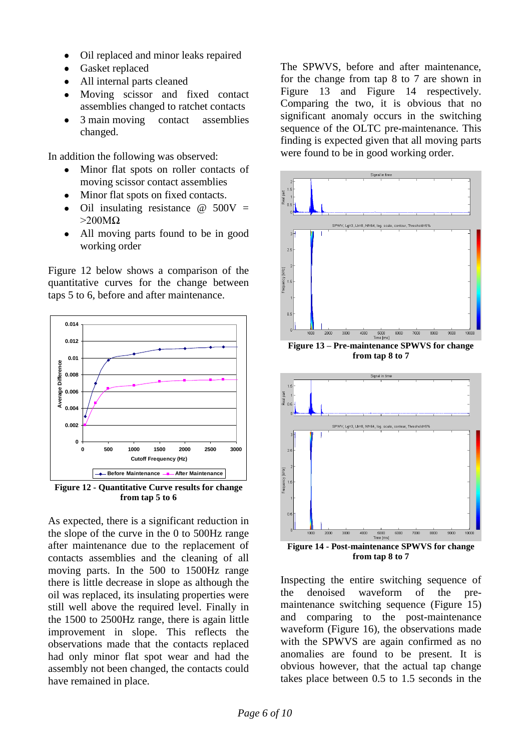- Oil replaced and minor leaks repaired
- Gasket replaced
- All internal parts cleaned
- Moving scissor and fixed contact assemblies changed to ratchet contacts
- 3 main moving contact assemblies changed.

In addition the following was observed:

- Minor flat spots on roller contacts of moving scissor contact assemblies
- Minor flat spots on fixed contacts.
- Oil insulating resistance @ 500V = >200MΩ
- All moving parts found to be in good working order

Figure 12 below shows a comparison of the quantitative curves for the change between taps 5 to 6, before and after maintenance.

**Figure 12 - Quantitative Curve results for change from tap 5 to 6**

As expected, there is a significant reduction in the slope of the curve in the 0 to 500Hz range after maintenance due to the replacement of contacts assemblies and the cleaning of all moving parts. In the 500 to 1500Hz range there is little decrease in slope as although the oil was replaced, its insulating properties were still well above the required level. Finally in the 1500 to 2500Hz range, there is again little improvement in slope. This reflects the observations made that the contacts replaced had only minor flat spot wear and had the assembly not been changed, the contacts could have remained in place.

The SPWVS, before and after maintenance, for the change from tap 8 to 7 are shown in Figure 13 and Figure 14 respectively. Comparing the two, it is obvious that no significant anomaly occurs in the switching sequence of the OLTC pre-maintenance. This finding is expected given that all moving parts were found to be in good working order.

**Figure 13 – Pre-maintenance SPWVS for change from tap 8 to 7**

**Figure 14 - Post-maintenance SPWVS for change from tap 8 to 7**

Inspecting the entire switching sequence of the denoised waveform of the pre-maintenance switching sequence (Figure 15) and comparing to the post-maintenance waveform (Figure 16), the observations made with the SPWVS are again confirmed as no anomalies are found to be present. It is obvious however, that the actual tap change takes place between 0.5 to 1.5 seconds in the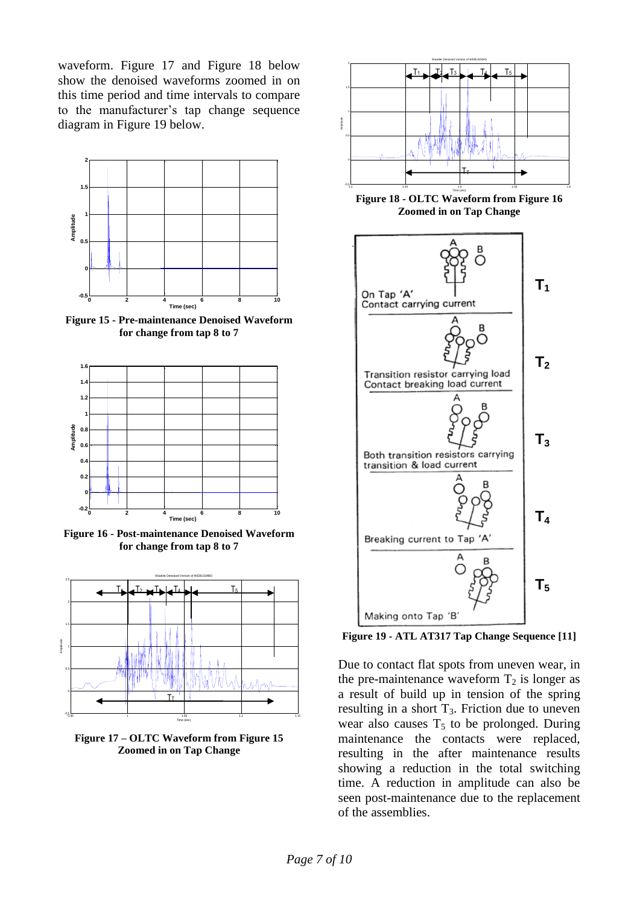waveform. Figure 17 and Figure 18 below show the denoised waveforms zoomed in on this time period and time intervals to compare to the manufacturer's tap change sequence diagram in Figure 19 below.

**Figure 15 - Pre-maintenance Denoised Waveform for change from tap 8 to 7**

**Figure 16 - Post-maintenance Denoised Waveform for change from tap 8 to 7**

**Figure 17 – OLTC Waveform from Figure 15 Zoomed in on Tap Change**

**Figure 18 - OLTC Waveform from Figure 16 Zoomed in on Tap Change**

**Figure 19 - ATL AT317 Tap Change Sequence [11]**

Due to contact flat spots from uneven wear, in the pre-maintenance waveform $T_2$ is longer as a result of build up in tension of the spring resulting in a short $T_3$. Friction due to uneven wear also causes $T_5$ to be prolonged. During maintenance the contacts were replaced, resulting in the after maintenance results showing a reduction in the total switching time. A reduction in amplitude can also be seen post-maintenance due to the replacement of the assemblies.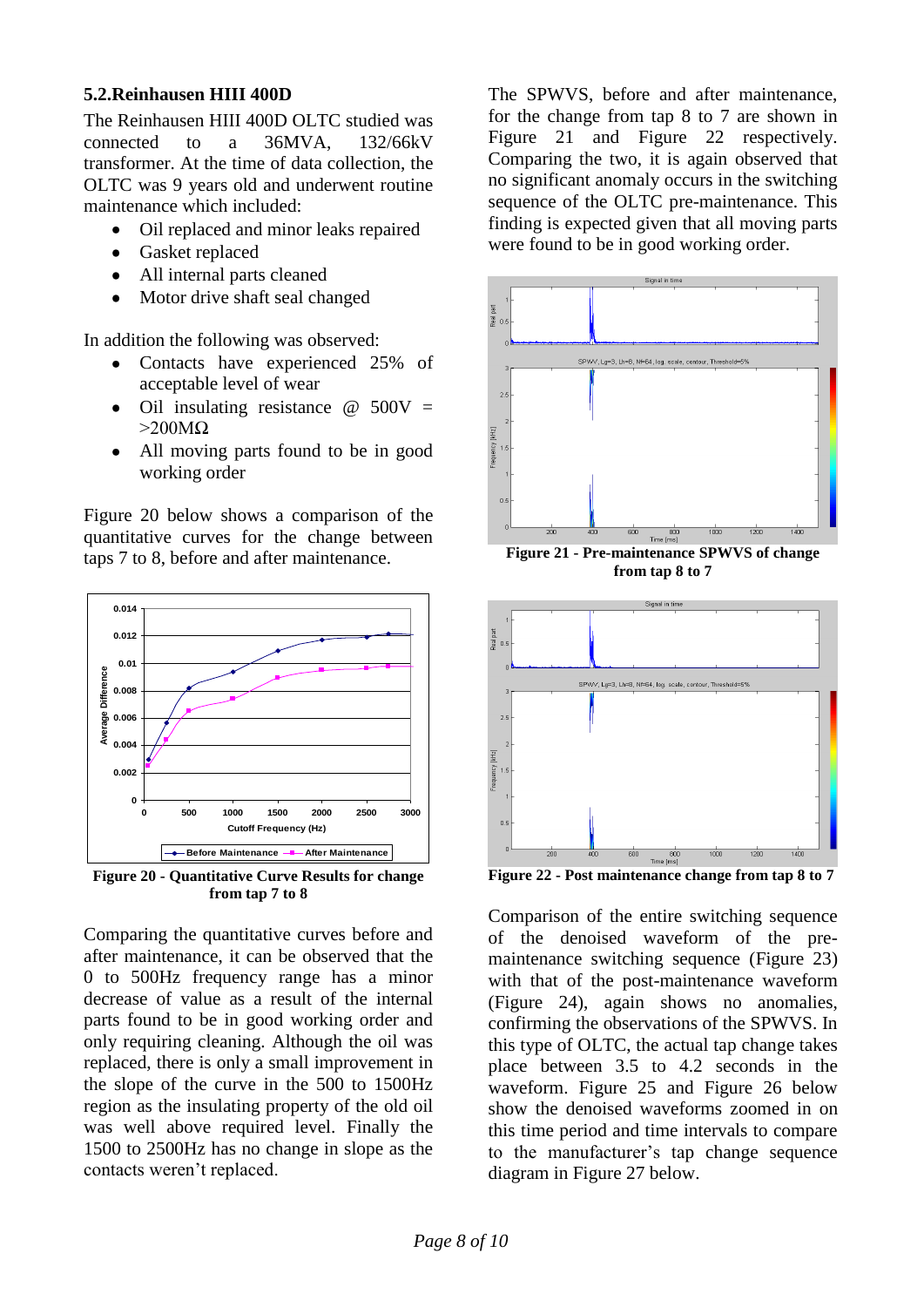### 5.2.Reinhausen HIII 400D

The Reinhausen HIII 400D OLTC studied was connected to a 36MVA, 132/66kV transformer. At the time of data collection, the OLTC was 9 years old and underwent routine maintenance which included:

- Oil replaced and minor leaks repaired
- Gasket replaced
- All internal parts cleaned
- Motor drive shaft seal changed

In addition the following was observed:

- Contacts have experienced 25% of acceptable level of wear
- Oil insulating resistance @ 500V = >200MΩ
- All moving parts found to be in good working order

Figure 20 below shows a comparison of the quantitative curves for the change between taps 7 to 8, before and after maintenance.

**Figure 20 - Quantitative Curve Results for change from tap 7 to 8**

Comparing the quantitative curves before and after maintenance, it can be observed that the 0 to 500Hz frequency range has a minor decrease of value as a result of the internal parts found to be in good working order and only requiring cleaning. Although the oil was replaced, there is only a small improvement in the slope of the curve in the 500 to 1500Hz region as the insulating property of the old oil was well above required level. Finally the 1500 to 2500Hz has no change in slope as the contacts weren't replaced.

The SPWVS, before and after maintenance, for the change from tap 8 to 7 are shown in Figure 21 and Figure 22 respectively. Comparing the two, it is again observed that no significant anomaly occurs in the switching sequence of the OLTC pre-maintenance. This finding is expected given that all moving parts were found to be in good working order.

**Figure 21 - Pre-maintenance SPWVS of change from tap 8 to 7**

**Figure 22 - Post maintenance change from tap 8 to 7**

Comparison of the entire switching sequence of the denoised waveform of the pre-maintenance switching sequence (Figure 23) with that of the post-maintenance waveform (Figure 24), again shows no anomalies, confirming the observations of the SPWVS. In this type of OLTC, the actual tap change takes place between 3.5 to 4.2 seconds in the waveform. Figure 25 and Figure 26 below show the denoised waveforms zoomed in on this time period and time intervals to compare to the manufacturer's tap change sequence diagram in Figure 27 below.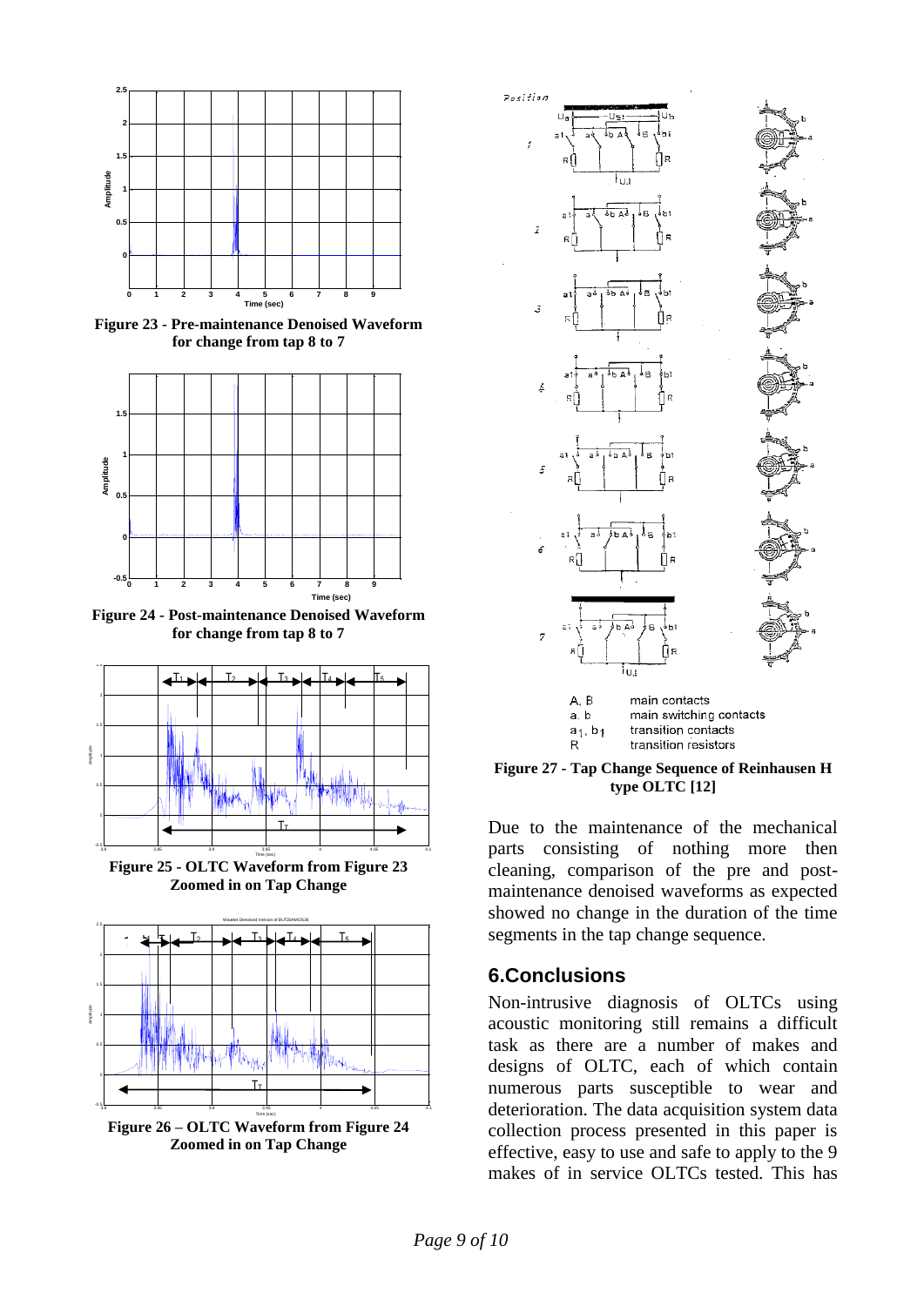Figure 23 - Pre-maintenance Denoised Waveform for change from tap 8 to 7

Figure 24 - Post-maintenance Denoised Waveform for change from tap 8 to 7

Figure 25 - OLTC Waveform from Figure 23 Zoomed in on Tap Change

Figure 26 – OLTC Waveform from Figure 24 Zoomed in on Tap Change

Figure 27 - Tap Change Sequence of Reinhausen H type OLTC [12]

Due to the maintenance of the mechanical parts consisting of nothing more then cleaning, comparison of the pre and post-maintenance denoised waveforms as expected showed no change in the duration of the time segments in the tap change sequence.

## 6.Conclusions

Non-intrusive diagnosis of OLTCs using acoustic monitoring still remains a difficult task as there are a number of makes and designs of OLTC, each of which contain numerous parts susceptible to wear and deterioration. The data acquisition system data collection process presented in this paper is effective, easy to use and safe to apply to the 9 makes of in service OLTCs tested. This has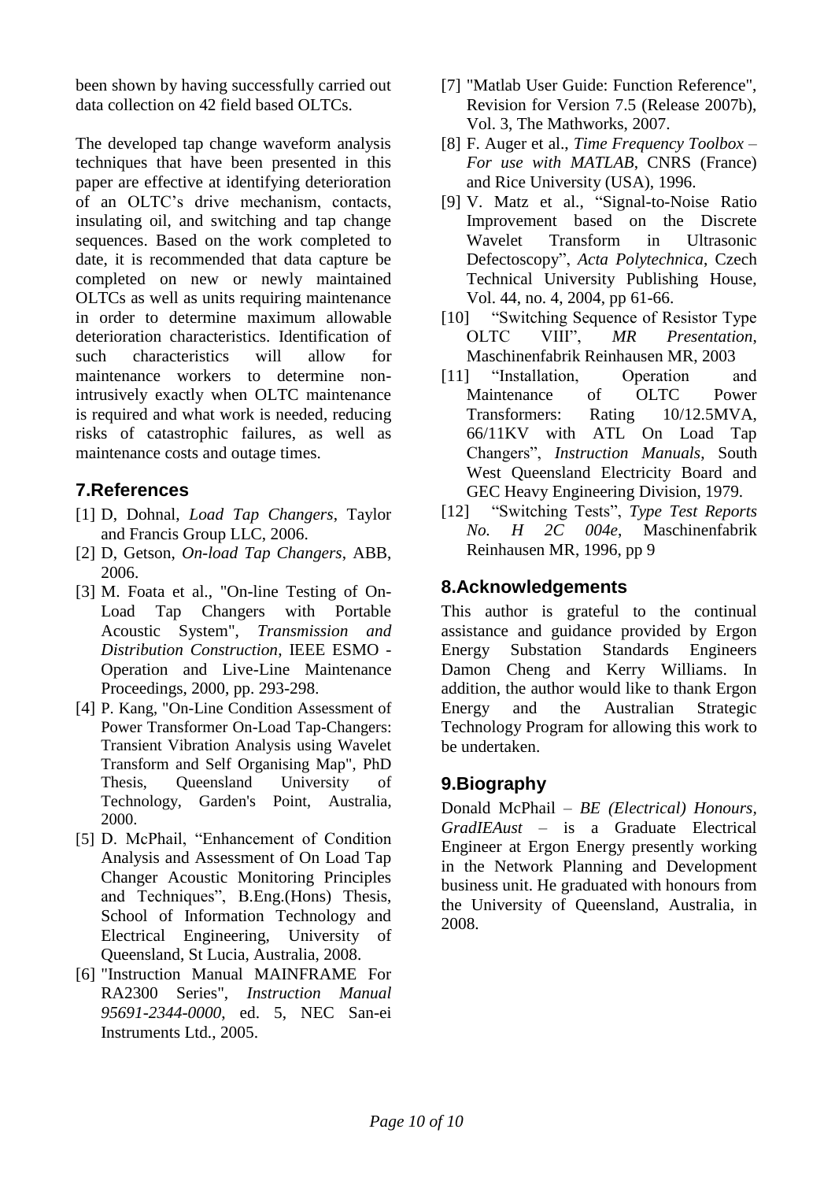been shown by having successfully carried out data collection on 42 field based OLTCs.

The developed tap change waveform analysis techniques that have been presented in this paper are effective at identifying deterioration of an OLTC's drive mechanism, contacts, insulating oil, and switching and tap change sequences. Based on the work completed to date, it is recommended that data capture be completed on new or newly maintained OLTCs as well as units requiring maintenance in order to determine maximum allowable deterioration characteristics. Identification of such characteristics will allow for maintenance workers to determine non-intrusively exactly when OLTC maintenance is required and what work is needed, reducing risks of catastrophic failures, as well as maintenance costs and outage times.

## 7.References

[1] D, Dohnal, *Load Tap Changers*, Taylor and Francis Group LLC, 2006.

[2] D, Getson, *On-load Tap Changers*, ABB, 2006.

[3] M. Foata et al., "On-line Testing of On-Load Tap Changers with Portable Acoustic System", *Transmission and Distribution Construction*, IEEE ESMO - Operation and Live-Line Maintenance Proceedings, 2000, pp. 293-298.

[4] P. Kang, "On-Line Condition Assessment of Power Transformer On-Load Tap-Changers: Transient Vibration Analysis using Wavelet Transform and Self Organising Map", PhD Thesis, Queensland University of Technology, Garden's Point, Australia, 2000.

[5] D. McPhail, "Enhancement of Condition Analysis and Assessment of On Load Tap Changer Acoustic Monitoring Principles and Techniques", B.Eng.(Hons) Thesis, School of Information Technology and Electrical Engineering, University of Queensland, St Lucia, Australia, 2008.

[6] "Instruction Manual MAINFRAME For RA2300 Series", *Instruction Manual 95691-2344-0000*, ed. 5, NEC San-ei Instruments Ltd., 2005.

[7] "Matlab User Guide: Function Reference", Revision for Version 7.5 (Release 2007b), Vol. 3, The Mathworks, 2007.

[8] F. Auger et al., *Time Frequency Toolbox – For use with MATLAB*, CNRS (France) and Rice University (USA), 1996.

[9] V. Matz et al., "Signal-to-Noise Ratio Improvement based on the Discrete Wavelet Transform in Ultrasonic Defectoscopy", *Acta Polytechnica*, Czech Technical University Publishing House, Vol. 44, no. 4, 2004, pp 61-66.

[10] "Switching Sequence of Resistor Type OLTC VIII", *MR Presentation*, Maschinenfabrik Reinhausen MR, 2003

[11] "Installation, Operation and Maintenance of OLTC Power Transformers: Rating 10/12.5MVA, 66/11KV with ATL On Load Tap Changers", *Instruction Manuals*, South West Queensland Electricity Board and GEC Heavy Engineering Division, 1979.

[12] "Switching Tests", *Type Test Reports No. H 2C 004e*, Maschinenfabrik Reinhausen MR, 1996, pp 9

## 8.Acknowledgements

This author is grateful to the continual assistance and guidance provided by Ergon Energy Substation Standards Engineers Damon Cheng and Kerry Williams. In addition, the author would like to thank Ergon Energy and the Australian Strategic Technology Program for allowing this work to be undertaken.

## 9.Biography

Donald McPhail – *BE (Electrical) Honours, GradIEAust* – is a Graduate Electrical Engineer at Ergon Energy presently working in the Network Planning and Development business unit. He graduated with honours from the University of Queensland, Australia, in 2008.